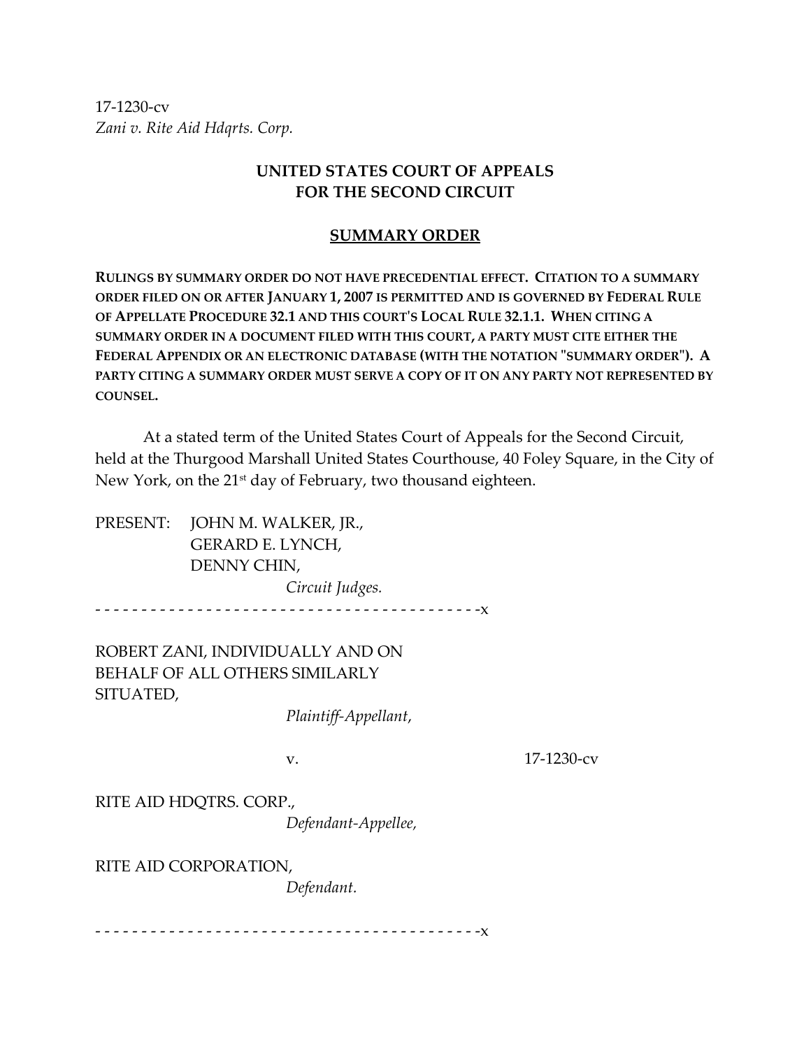17-1230-cv
*Zani v. Rite Aid Hdqrts. Corp.*

# UNITED STATES COURT OF APPEALS
# FOR THE SECOND CIRCUIT

## SUMMARY ORDER

**RULINGS BY SUMMARY ORDER DO NOT HAVE PRECEDENTIAL EFFECT. CITATION TO A SUMMARY ORDER FILED ON OR AFTER JANUARY 1, 2007 IS PERMITTED AND IS GOVERNED BY FEDERAL RULE OF APPELLATE PROCEDURE 32.1 AND THIS COURT'S LOCAL RULE 32.1.1. WHEN CITING A SUMMARY ORDER IN A DOCUMENT FILED WITH THIS COURT, A PARTY MUST CITE EITHER THE FEDERAL APPENDIX OR AN ELECTRONIC DATABASE (WITH THE NOTATION "SUMMARY ORDER"). A PARTY CITING A SUMMARY ORDER MUST SERVE A COPY OF IT ON ANY PARTY NOT REPRESENTED BY COUNSEL.**

At a stated term of the United States Court of Appeals for the Second Circuit, held at the Thurgood Marshall United States Courthouse, 40 Foley Square, in the City of New York, on the 21st day of February, two thousand eighteen.

PRESENT: JOHN M. WALKER, JR.,
GERARD E. LYNCH,
DENNY CHIN,
*Circuit Judges.*

- - - - - - - - - - - - - - - - - - - - - - - - - - - - - - - - - - - - - - - - - -x

ROBERT ZANI, INDIVIDUALLY AND ON BEHALF OF ALL OTHERS SIMILARLY SITUATED,
*Plaintiff-Appellant*,

v. 17-1230-cv

RITE AID HDQTRS. CORP.,
*Defendant-Appellee,*

RITE AID CORPORATION,
*Defendant.*

- - - - - - - - - - - - - - - - - - - - - - - - - - - - - - - - - - - - - - - - - -x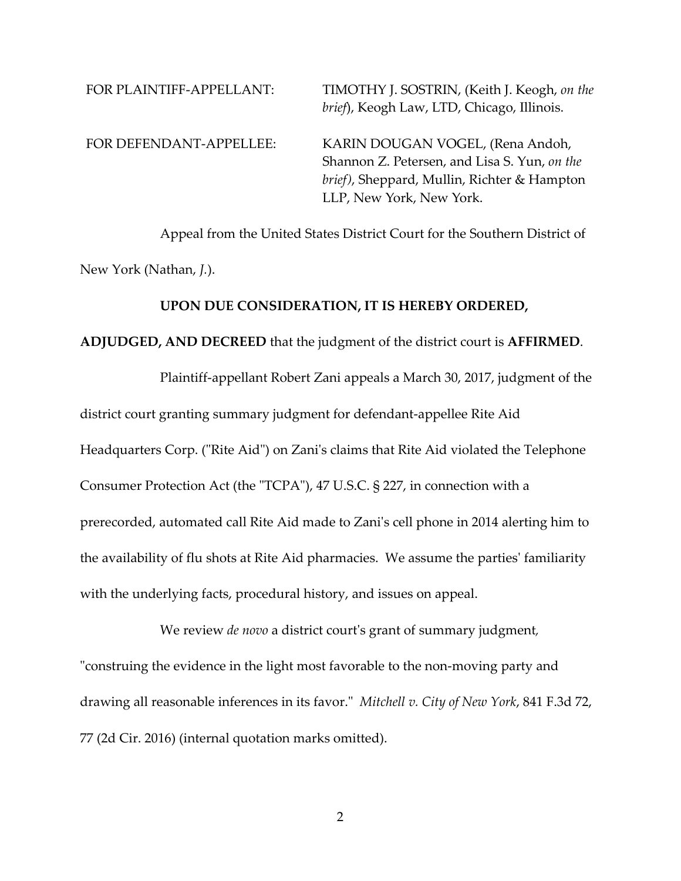FOR PLAINTIFF-APPELLANT: TIMOTHY J. SOSTRIN, (Keith J. Keogh, *on the brief*), Keogh Law, LTD, Chicago, Illinois.

FOR DEFENDANT-APPELLEE: KARIN DOUGAN VOGEL, (Rena Andoh, Shannon Z. Petersen, and Lisa S. Yun, *on the brief)*, Sheppard, Mullin, Richter & Hampton LLP, New York, New York.

Appeal from the United States District Court for the Southern District of New York (Nathan, *J.*).

**UPON DUE CONSIDERATION, IT IS HEREBY ORDERED, ADJUDGED, AND DECREED** that the judgment of the district court is **AFFIRMED**.

Plaintiff-appellant Robert Zani appeals a March 30, 2017, judgment of the district court granting summary judgment for defendant-appellee Rite Aid Headquarters Corp. ("Rite Aid") on Zani's claims that Rite Aid violated the Telephone Consumer Protection Act (the "TCPA"), 47 U.S.C. § 227, in connection with a prerecorded, automated call Rite Aid made to Zani's cell phone in 2014 alerting him to the availability of flu shots at Rite Aid pharmacies. We assume the parties' familiarity with the underlying facts, procedural history, and issues on appeal.

We review *de novo* a district court's grant of summary judgment, "construing the evidence in the light most favorable to the non-moving party and drawing all reasonable inferences in its favor." *Mitchell v. City of New York*, 841 F.3d 72, 77 (2d Cir. 2016) (internal quotation marks omitted).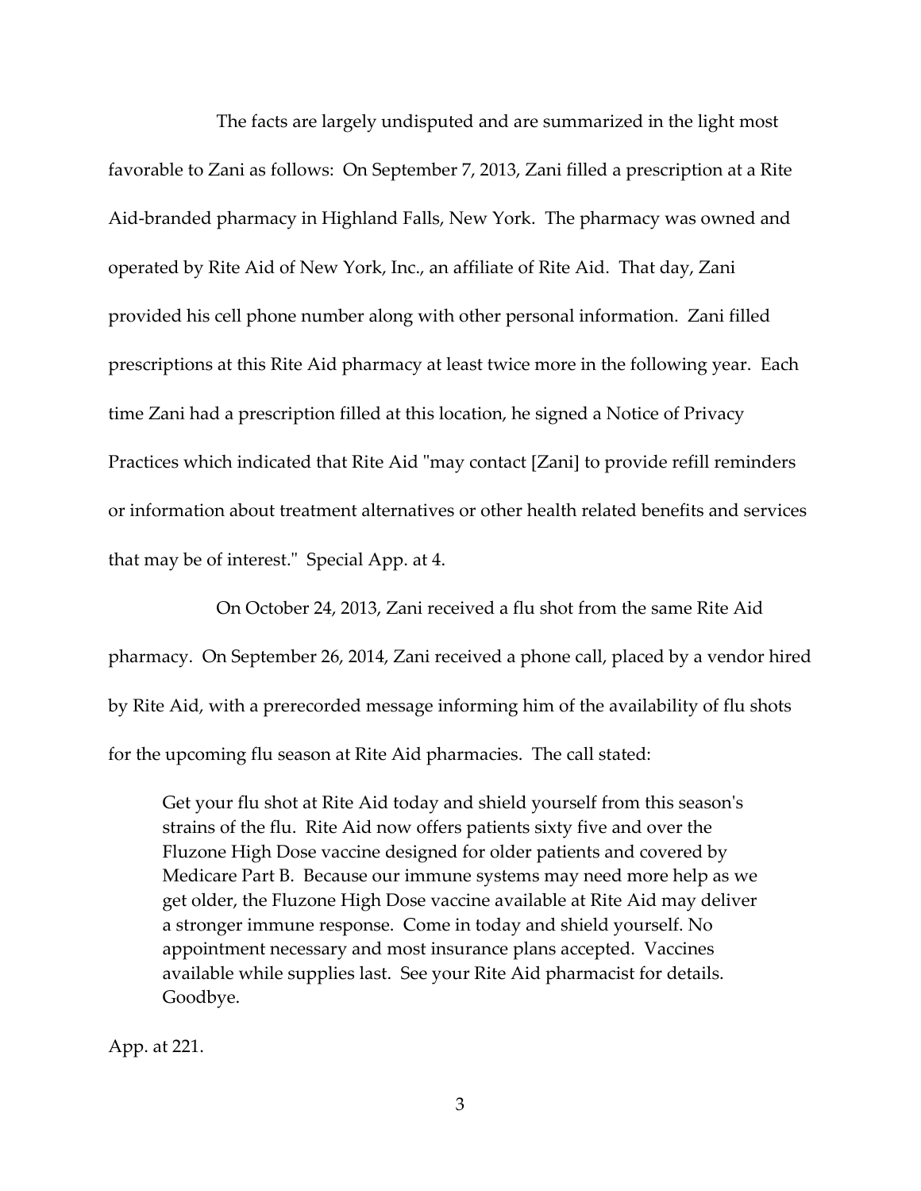The facts are largely undisputed and are summarized in the light most favorable to Zani as follows: On September 7, 2013, Zani filled a prescription at a Rite Aid-branded pharmacy in Highland Falls, New York. The pharmacy was owned and operated by Rite Aid of New York, Inc., an affiliate of Rite Aid. That day, Zani provided his cell phone number along with other personal information. Zani filled prescriptions at this Rite Aid pharmacy at least twice more in the following year. Each time Zani had a prescription filled at this location, he signed a Notice of Privacy Practices which indicated that Rite Aid "may contact [Zani] to provide refill reminders or information about treatment alternatives or other health related benefits and services that may be of interest." Special App. at 4.

On October 24, 2013, Zani received a flu shot from the same Rite Aid pharmacy. On September 26, 2014, Zani received a phone call, placed by a vendor hired by Rite Aid, with a prerecorded message informing him of the availability of flu shots for the upcoming flu season at Rite Aid pharmacies. The call stated:

> Get your flu shot at Rite Aid today and shield yourself from this season's strains of the flu. Rite Aid now offers patients sixty five and over the Fluzone High Dose vaccine designed for older patients and covered by Medicare Part B. Because our immune systems may need more help as we get older, the Fluzone High Dose vaccine available at Rite Aid may deliver a stronger immune response. Come in today and shield yourself. No appointment necessary and most insurance plans accepted. Vaccines available while supplies last. See your Rite Aid pharmacist for details. Goodbye.

App. at 221.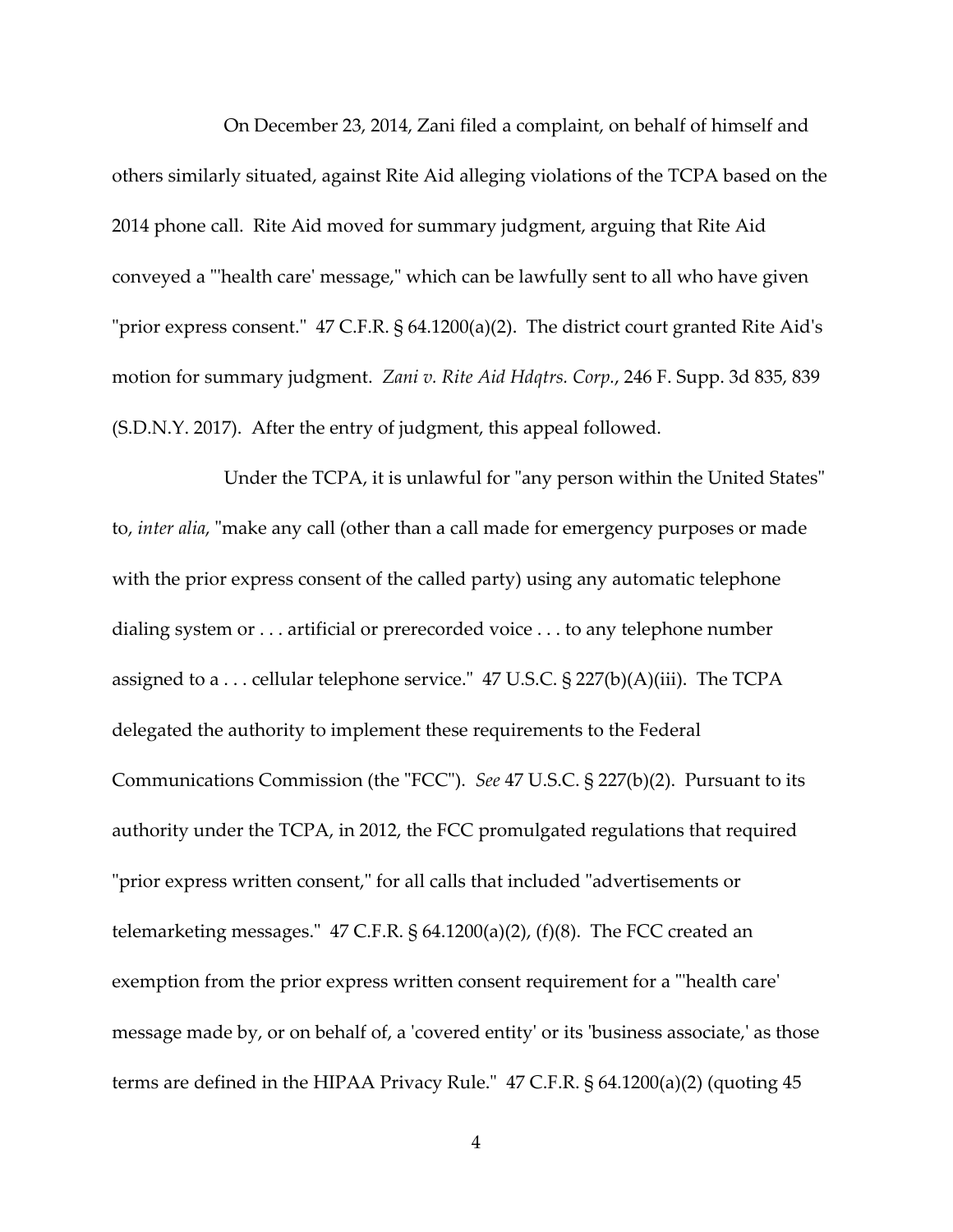On December 23, 2014, Zani filed a complaint, on behalf of himself and others similarly situated, against Rite Aid alleging violations of the TCPA based on the 2014 phone call. Rite Aid moved for summary judgment, arguing that Rite Aid conveyed a "'health care' message," which can be lawfully sent to all who have given "prior express consent." 47 C.F.R. § 64.1200(a)(2). The district court granted Rite Aid's motion for summary judgment. *Zani v. Rite Aid Hdqtrs. Corp.*, 246 F. Supp. 3d 835, 839 (S.D.N.Y. 2017). After the entry of judgment, this appeal followed.

Under the TCPA, it is unlawful for "any person within the United States" to, *inter alia*, "make any call (other than a call made for emergency purposes or made with the prior express consent of the called party) using any automatic telephone dialing system or . . . artificial or prerecorded voice . . . to any telephone number assigned to a . . . cellular telephone service." 47 U.S.C. § 227(b)(A)(iii). The TCPA delegated the authority to implement these requirements to the Federal Communications Commission (the "FCC"). *See* 47 U.S.C. § 227(b)(2). Pursuant to its authority under the TCPA, in 2012, the FCC promulgated regulations that required "prior express written consent," for all calls that included "advertisements or telemarketing messages." 47 C.F.R. § 64.1200(a)(2), (f)(8). The FCC created an exemption from the prior express written consent requirement for a "'health care' message made by, or on behalf of, a 'covered entity' or its 'business associate,' as those terms are defined in the HIPAA Privacy Rule." 47 C.F.R. § 64.1200(a)(2) (quoting 45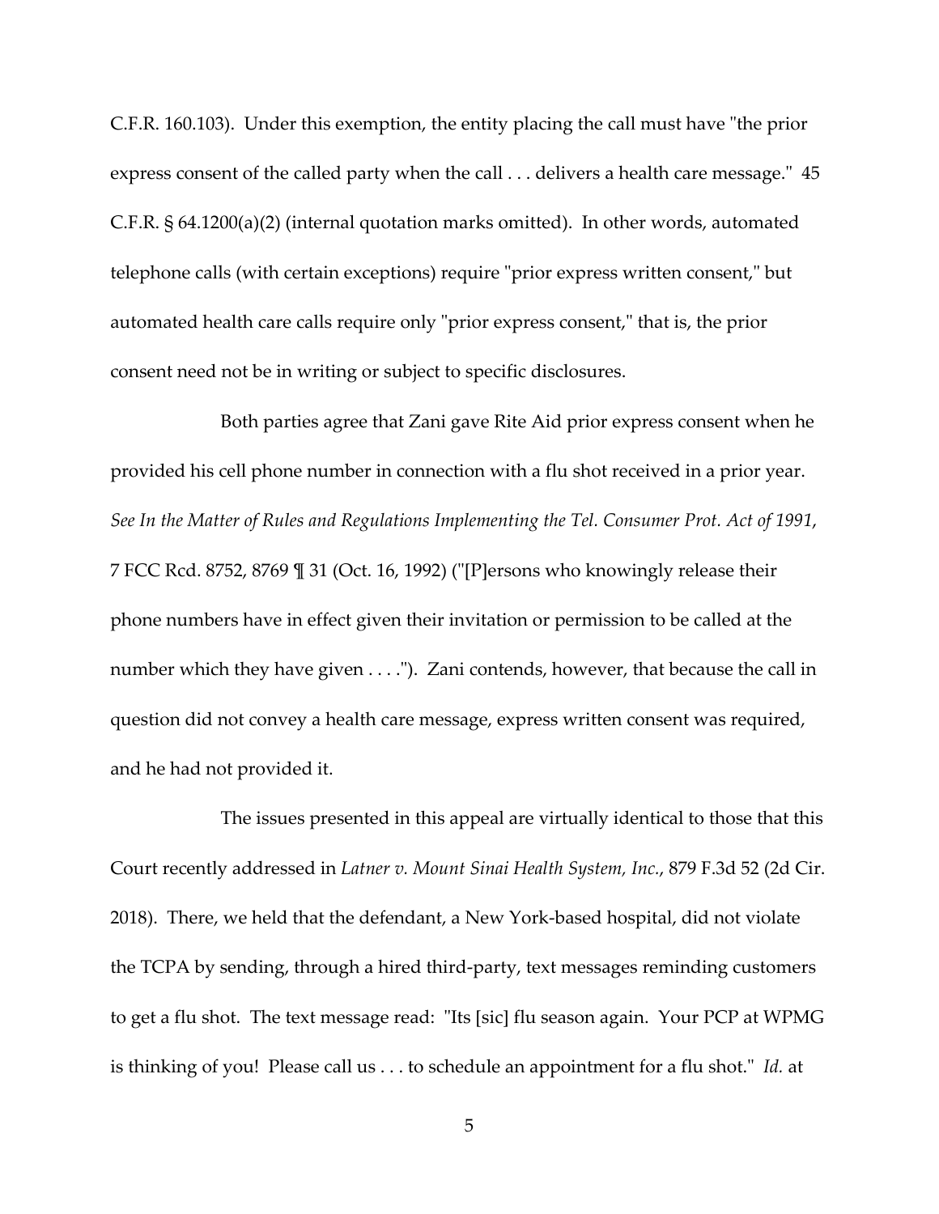C.F.R. 160.103). Under this exemption, the entity placing the call must have "the prior express consent of the called party when the call . . . delivers a health care message." 45 C.F.R. § 64.1200(a)(2) (internal quotation marks omitted). In other words, automated telephone calls (with certain exceptions) require "prior express written consent," but automated health care calls require only "prior express consent," that is, the prior consent need not be in writing or subject to specific disclosures.

Both parties agree that Zani gave Rite Aid prior express consent when he provided his cell phone number in connection with a flu shot received in a prior year. *See In the Matter of Rules and Regulations Implementing the Tel. Consumer Prot. Act of 1991*, 7 FCC Rcd. 8752, 8769 ¶ 31 (Oct. 16, 1992) ("[P]ersons who knowingly release their phone numbers have in effect given their invitation or permission to be called at the number which they have given . . . ."). Zani contends, however, that because the call in question did not convey a health care message, express written consent was required, and he had not provided it.

The issues presented in this appeal are virtually identical to those that this Court recently addressed in *Latner v. Mount Sinai Health System, Inc.*, 879 F.3d 52 (2d Cir. 2018). There, we held that the defendant, a New York-based hospital, did not violate the TCPA by sending, through a hired third-party, text messages reminding customers to get a flu shot. The text message read: "Its [sic] flu season again. Your PCP at WPMG is thinking of you! Please call us . . . to schedule an appointment for a flu shot." *Id.* at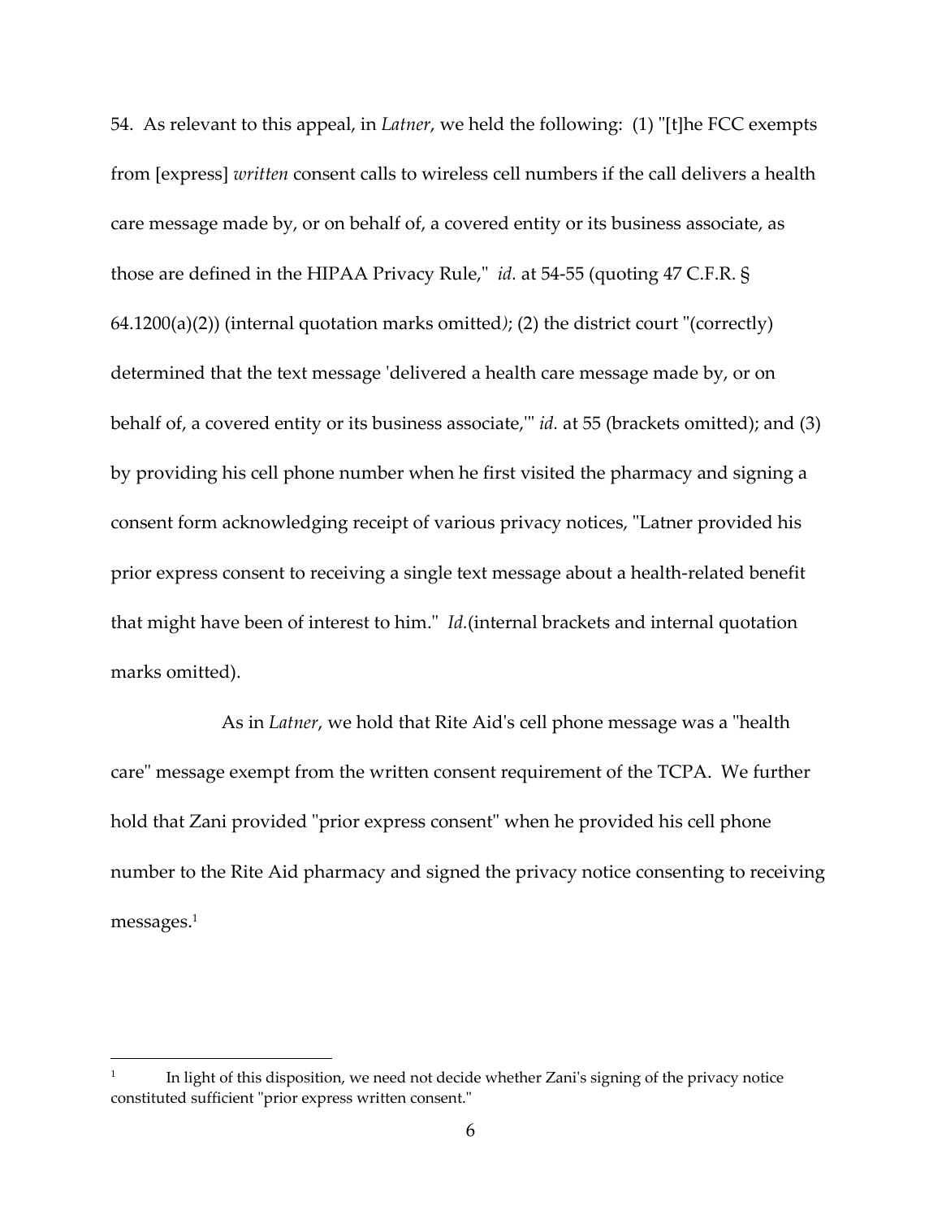54. As relevant to this appeal, in *Latner*, we held the following: (1) "[t]he FCC exempts from [express] *written* consent calls to wireless cell numbers if the call delivers a health care message made by, or on behalf of, a covered entity or its business associate, as those are defined in the HIPAA Privacy Rule," *id.* at 54-55 (quoting 47 C.F.R. § 64.1200(a)(2)) (internal quotation marks omitted); (2) the district court "(correctly) determined that the text message 'delivered a health care message made by, or on behalf of, a covered entity or its business associate,'" *id.* at 55 (brackets omitted); and (3) by providing his cell phone number when he first visited the pharmacy and signing a consent form acknowledging receipt of various privacy notices, "Latner provided his prior express consent to receiving a single text message about a health-related benefit that might have been of interest to him." *Id.*(internal brackets and internal quotation marks omitted).

As in *Latner*, we hold that Rite Aid's cell phone message was a "health care" message exempt from the written consent requirement of the TCPA. We further hold that Zani provided "prior express consent" when he provided his cell phone number to the Rite Aid pharmacy and signed the privacy notice consenting to receiving messages.[1]

[1] In light of this disposition, we need not decide whether Zani's signing of the privacy notice constituted sufficient "prior express written consent."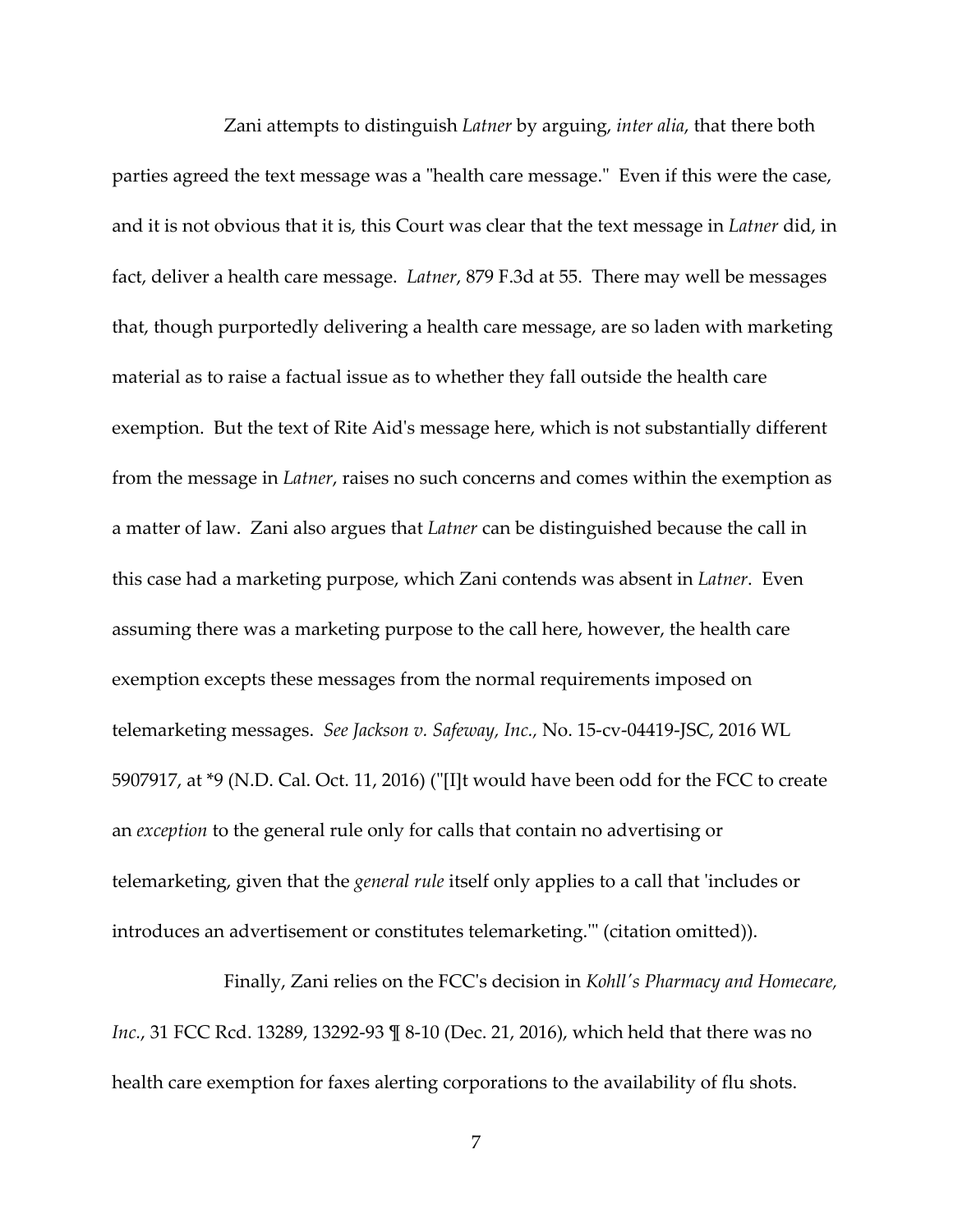Zani attempts to distinguish *Latner* by arguing, *inter alia*, that there both parties agreed the text message was a "health care message." Even if this were the case, and it is not obvious that it is, this Court was clear that the text message in *Latner* did, in fact, deliver a health care message. *Latner*, 879 F.3d at 55. There may well be messages that, though purportedly delivering a health care message, are so laden with marketing material as to raise a factual issue as to whether they fall outside the health care exemption. But the text of Rite Aid's message here, which is not substantially different from the message in *Latner*, raises no such concerns and comes within the exemption as a matter of law. Zani also argues that *Latner* can be distinguished because the call in this case had a marketing purpose, which Zani contends was absent in *Latner*. Even assuming there was a marketing purpose to the call here, however, the health care exemption excepts these messages from the normal requirements imposed on telemarketing messages. *See Jackson v. Safeway, Inc.*, No. 15-cv-04419-JSC, 2016 WL 5907917, at *9 (N.D. Cal. Oct. 11, 2016) ("[I]t would have been odd for the FCC to create an *exception* to the general rule only for calls that contain no advertising or telemarketing, given that the *general rule* itself only applies to a call that 'includes or introduces an advertisement or constitutes telemarketing.'" (citation omitted)).

Finally, Zani relies on the FCC's decision in *Kohll's Pharmacy and Homecare, Inc.*, 31 FCC Rcd. 13289, 13292-93 ¶ 8-10 (Dec. 21, 2016), which held that there was no health care exemption for faxes alerting corporations to the availability of flu shots.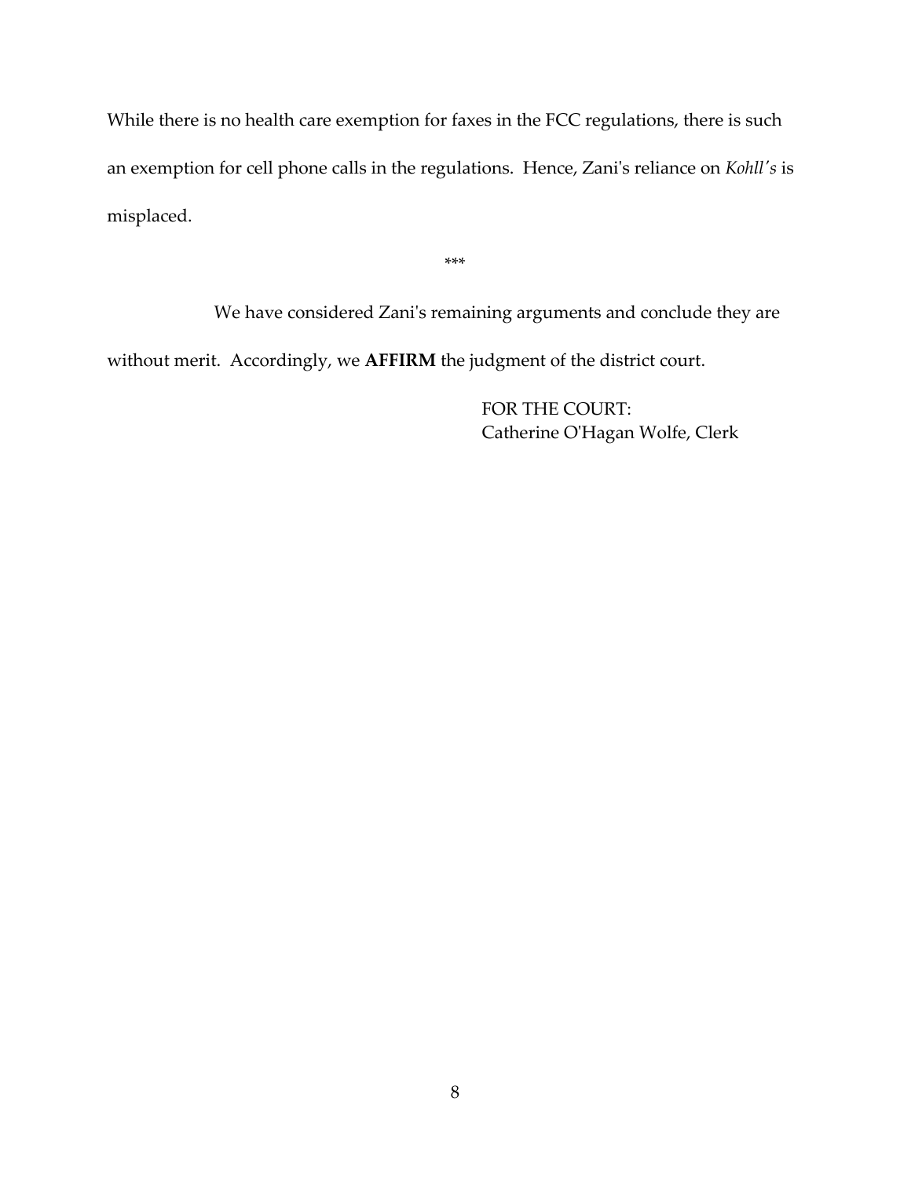While there is no health care exemption for faxes in the FCC regulations, there is such an exemption for cell phone calls in the regulations. Hence, Zani's reliance on *Kohll's* is misplaced.

***

We have considered Zani's remaining arguments and conclude they are without merit. Accordingly, we **AFFIRM** the judgment of the district court.

FOR THE COURT:
Catherine O'Hagan Wolfe, Clerk